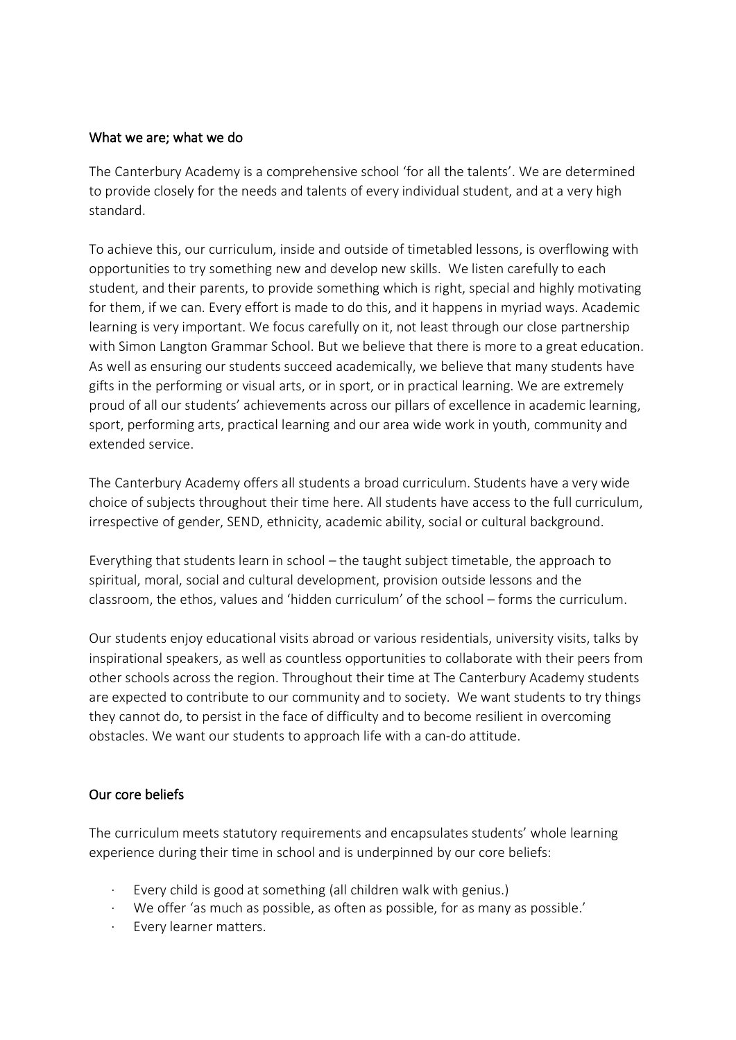## What we are; what we do

The Canterbury Academy is a comprehensive school 'for all the talents'. We are determined to provide closely for the needs and talents of every individual student, and at a very high standard.

To achieve this, our curriculum, inside and outside of timetabled lessons, is overflowing with opportunities to try something new and develop new skills. We listen carefully to each student, and their parents, to provide something which is right, special and highly motivating for them, if we can. Every effort is made to do this, and it happens in myriad ways. Academic learning is very important. We focus carefully on it, not least through our close partnership with Simon Langton Grammar School. But we believe that there is more to a great education. As well as ensuring our students succeed academically, we believe that many students have gifts in the performing or visual arts, or in sport, or in practical learning. We are extremely proud of all our students' achievements across our pillars of excellence in academic learning, sport, performing arts, practical learning and our area wide work in youth, community and extended service.

The Canterbury Academy offers all students a broad curriculum. Students have a very wide choice of subjects throughout their time here. All students have access to the full curriculum, irrespective of gender, SEND, ethnicity, academic ability, social or cultural background.

Everything that students learn in school – the taught subject timetable, the approach to spiritual, moral, social and cultural development, provision outside lessons and the classroom, the ethos, values and 'hidden curriculum' of the school – forms the curriculum.

Our students enjoy educational visits abroad or various residentials, university visits, talks by inspirational speakers, as well as countless opportunities to collaborate with their peers from other schools across the region. Throughout their time at The Canterbury Academy students are expected to contribute to our community and to society. We want students to try things they cannot do, to persist in the face of difficulty and to become resilient in overcoming obstacles. We want our students to approach life with a can-do attitude.

## Our core beliefs

The curriculum meets statutory requirements and encapsulates students' whole learning experience during their time in school and is underpinned by our core beliefs:

- Every child is good at something (all children walk with genius.)
- We offer 'as much as possible, as often as possible, for as many as possible.'
- Every learner matters.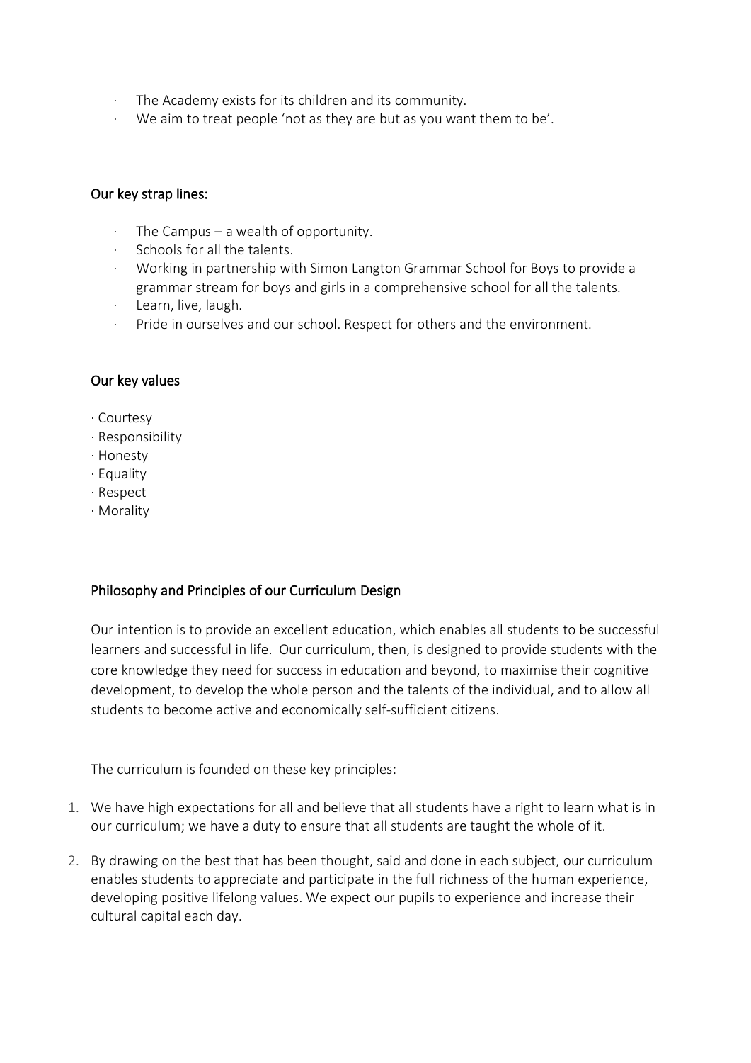- The Academy exists for its children and its community.
- We aim to treat people 'not as they are but as you want them to be'.

## Our key strap lines:

- The Campus – a wealth of opportunity.
- Schools for all the talents.
- Working in partnership with Simon Langton Grammar School for Boys to provide a grammar stream for boys and girls in a comprehensive school for all the talents.
- Learn, live, laugh.
- Pride in ourselves and our school. Respect for others and the environment.

## Our key values

- Courtesy
- Responsibility
- Honesty
- Equality
- Respect
- Morality

## Philosophy and Principles of our Curriculum Design

Our intention is to provide an excellent education, which enables all students to be successful learners and successful in life. Our curriculum, then, is designed to provide students with the core knowledge they need for success in education and beyond, to maximise their cognitive development, to develop the whole person and the talents of the individual, and to allow all students to become active and economically self-sufficient citizens.

The curriculum is founded on these key principles:

1. We have high expectations for all and believe that all students have a right to learn what is in our curriculum; we have a duty to ensure that all students are taught the whole of it.
2. By drawing on the best that has been thought, said and done in each subject, our curriculum enables students to appreciate and participate in the full richness of the human experience, developing positive lifelong values. We expect our pupils to experience and increase their cultural capital each day.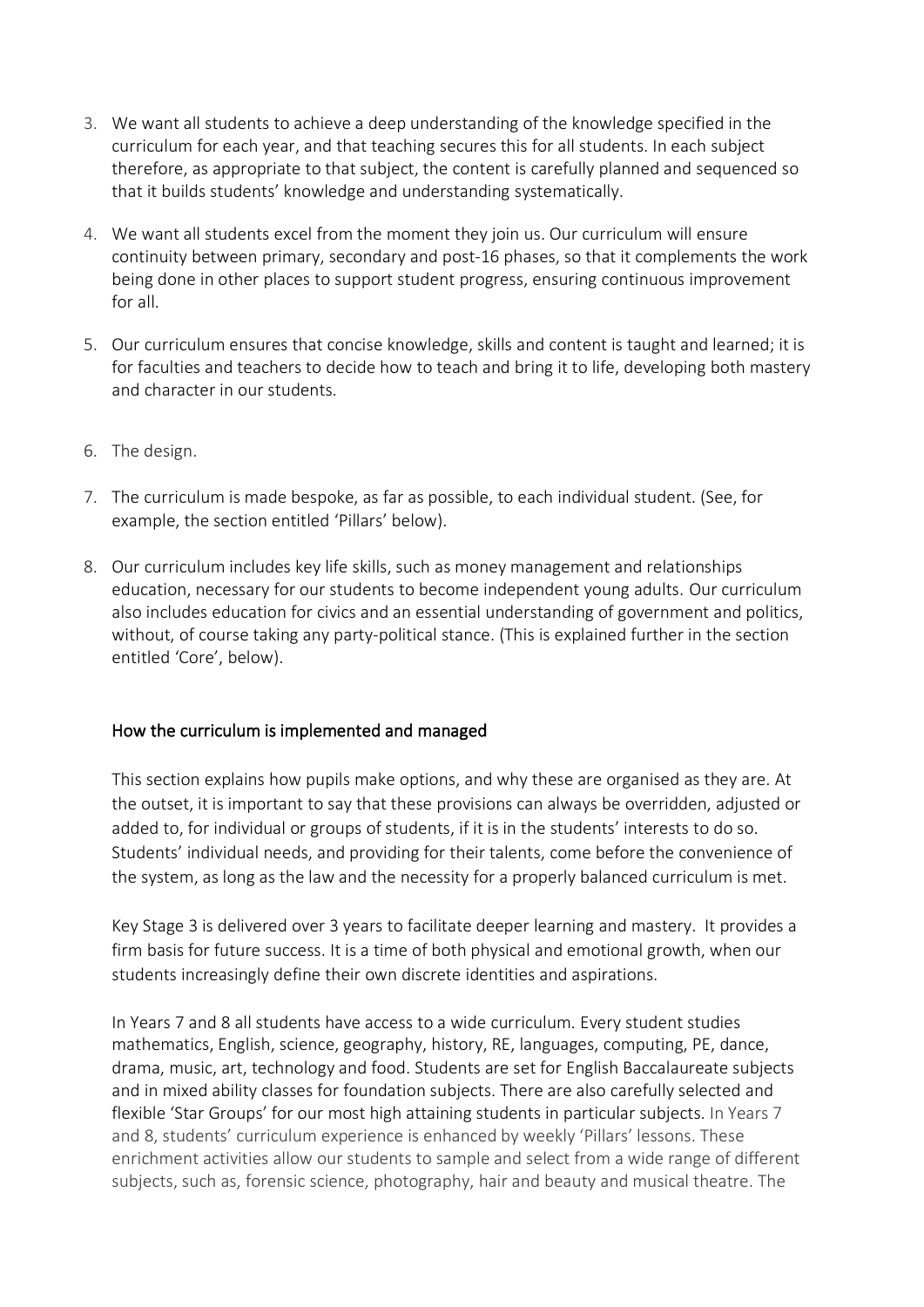3. We want all students to achieve a deep understanding of the knowledge specified in the curriculum for each year, and that teaching secures this for all students. In each subject therefore, as appropriate to that subject, the content is carefully planned and sequenced so that it builds students' knowledge and understanding systematically.

4. We want all students excel from the moment they join us. Our curriculum will ensure continuity between primary, secondary and post-16 phases, so that it complements the work being done in other places to support student progress, ensuring continuous improvement for all.

5. Our curriculum ensures that concise knowledge, skills and content is taught and learned; it is for faculties and teachers to decide how to teach and bring it to life, developing both mastery and character in our students.

6. The design.

7. The curriculum is made bespoke, as far as possible, to each individual student. (See, for example, the section entitled 'Pillars' below).

8. Our curriculum includes key life skills, such as money management and relationships education, necessary for our students to become independent young adults. Our curriculum also includes education for civics and an essential understanding of government and politics, without, of course taking any party-political stance. (This is explained further in the section entitled 'Core', below).

## How the curriculum is implemented and managed

This section explains how pupils make options, and why these are organised as they are. At the outset, it is important to say that these provisions can always be overridden, adjusted or added to, for individual or groups of students, if it is in the students' interests to do so. Students' individual needs, and providing for their talents, come before the convenience of the system, as long as the law and the necessity for a properly balanced curriculum is met.

Key Stage 3 is delivered over 3 years to facilitate deeper learning and mastery. It provides a firm basis for future success. It is a time of both physical and emotional growth, when our students increasingly define their own discrete identities and aspirations.

In Years 7 and 8 all students have access to a wide curriculum. Every student studies mathematics, English, science, geography, history, RE, languages, computing, PE, dance, drama, music, art, technology and food. Students are set for English Baccalaureate subjects and in mixed ability classes for foundation subjects. There are also carefully selected and flexible 'Star Groups' for our most high attaining students in particular subjects. In Years 7 and 8, students' curriculum experience is enhanced by weekly 'Pillars' lessons. These enrichment activities allow our students to sample and select from a wide range of different subjects, such as, forensic science, photography, hair and beauty and musical theatre. The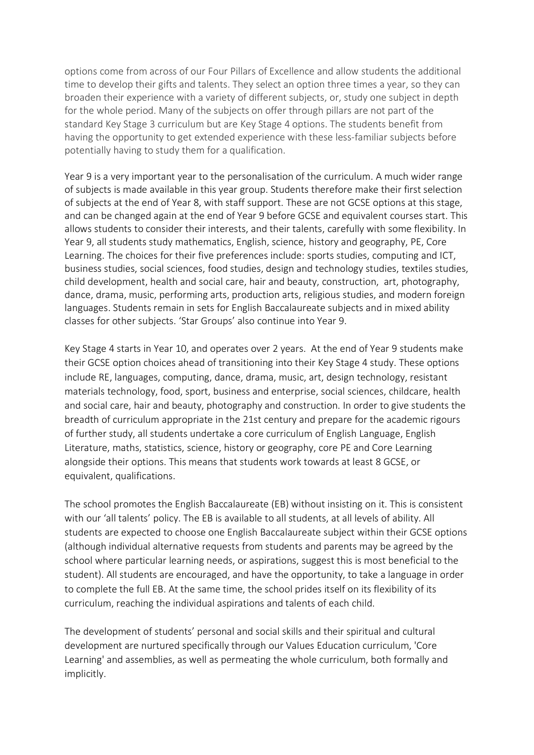options come from across of our Four Pillars of Excellence and allow students the additional time to develop their gifts and talents. They select an option three times a year, so they can broaden their experience with a variety of different subjects, or, study one subject in depth for the whole period. Many of the subjects on offer through pillars are not part of the standard Key Stage 3 curriculum but are Key Stage 4 options. The students benefit from having the opportunity to get extended experience with these less-familiar subjects before potentially having to study them for a qualification.

Year 9 is a very important year to the personalisation of the curriculum. A much wider range of subjects is made available in this year group. Students therefore make their first selection of subjects at the end of Year 8, with staff support. These are not GCSE options at this stage, and can be changed again at the end of Year 9 before GCSE and equivalent courses start. This allows students to consider their interests, and their talents, carefully with some flexibility. In Year 9, all students study mathematics, English, science, history and geography, PE, Core Learning. The choices for their five preferences include: sports studies, computing and ICT, business studies, social sciences, food studies, design and technology studies, textiles studies, child development, health and social care, hair and beauty, construction, art, photography, dance, drama, music, performing arts, production arts, religious studies, and modern foreign languages. Students remain in sets for English Baccalaureate subjects and in mixed ability classes for other subjects. 'Star Groups' also continue into Year 9.

Key Stage 4 starts in Year 10, and operates over 2 years. At the end of Year 9 students make their GCSE option choices ahead of transitioning into their Key Stage 4 study. These options include RE, languages, computing, dance, drama, music, art, design technology, resistant materials technology, food, sport, business and enterprise, social sciences, childcare, health and social care, hair and beauty, photography and construction. In order to give students the breadth of curriculum appropriate in the 21st century and prepare for the academic rigours of further study, all students undertake a core curriculum of English Language, English Literature, maths, statistics, science, history or geography, core PE and Core Learning alongside their options. This means that students work towards at least 8 GCSE, or equivalent, qualifications.

The school promotes the English Baccalaureate (EB) without insisting on it. This is consistent with our 'all talents' policy. The EB is available to all students, at all levels of ability. All students are expected to choose one English Baccalaureate subject within their GCSE options (although individual alternative requests from students and parents may be agreed by the school where particular learning needs, or aspirations, suggest this is most beneficial to the student). All students are encouraged, and have the opportunity, to take a language in order to complete the full EB. At the same time, the school prides itself on its flexibility of its curriculum, reaching the individual aspirations and talents of each child.

The development of students' personal and social skills and their spiritual and cultural development are nurtured specifically through our Values Education curriculum, 'Core Learning' and assemblies, as well as permeating the whole curriculum, both formally and implicitly.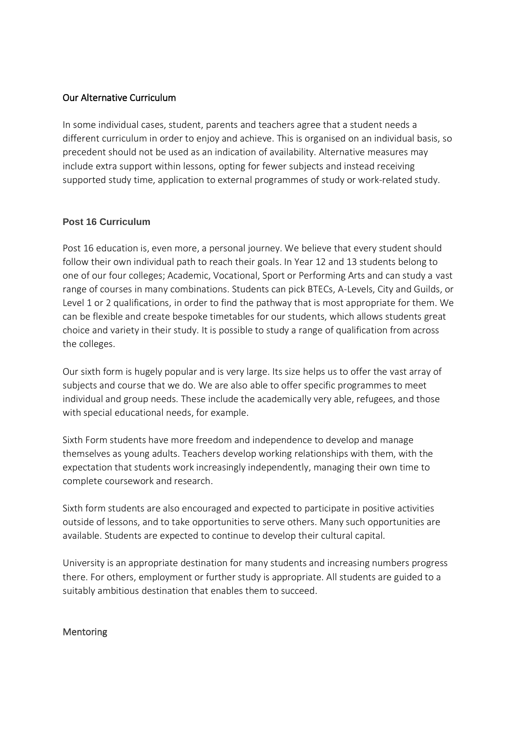## Our Alternative Curriculum

In some individual cases, student, parents and teachers agree that a student needs a different curriculum in order to enjoy and achieve. This is organised on an individual basis, so precedent should not be used as an indication of availability. Alternative measures may include extra support within lessons, opting for fewer subjects and instead receiving supported study time, application to external programmes of study or work-related study.

## Post 16 Curriculum

Post 16 education is, even more, a personal journey. We believe that every student should follow their own individual path to reach their goals. In Year 12 and 13 students belong to one of our four colleges; Academic, Vocational, Sport or Performing Arts and can study a vast range of courses in many combinations. Students can pick BTECs, A-Levels, City and Guilds, or Level 1 or 2 qualifications, in order to find the pathway that is most appropriate for them. We can be flexible and create bespoke timetables for our students, which allows students great choice and variety in their study. It is possible to study a range of qualification from across the colleges.

Our sixth form is hugely popular and is very large. Its size helps us to offer the vast array of subjects and course that we do. We are also able to offer specific programmes to meet individual and group needs. These include the academically very able, refugees, and those with special educational needs, for example.

Sixth Form students have more freedom and independence to develop and manage themselves as young adults. Teachers develop working relationships with them, with the expectation that students work increasingly independently, managing their own time to complete coursework and research.

Sixth form students are also encouraged and expected to participate in positive activities outside of lessons, and to take opportunities to serve others. Many such opportunities are available. Students are expected to continue to develop their cultural capital.

University is an appropriate destination for many students and increasing numbers progress there. For others, employment or further study is appropriate. All students are guided to a suitably ambitious destination that enables them to succeed.

## Mentoring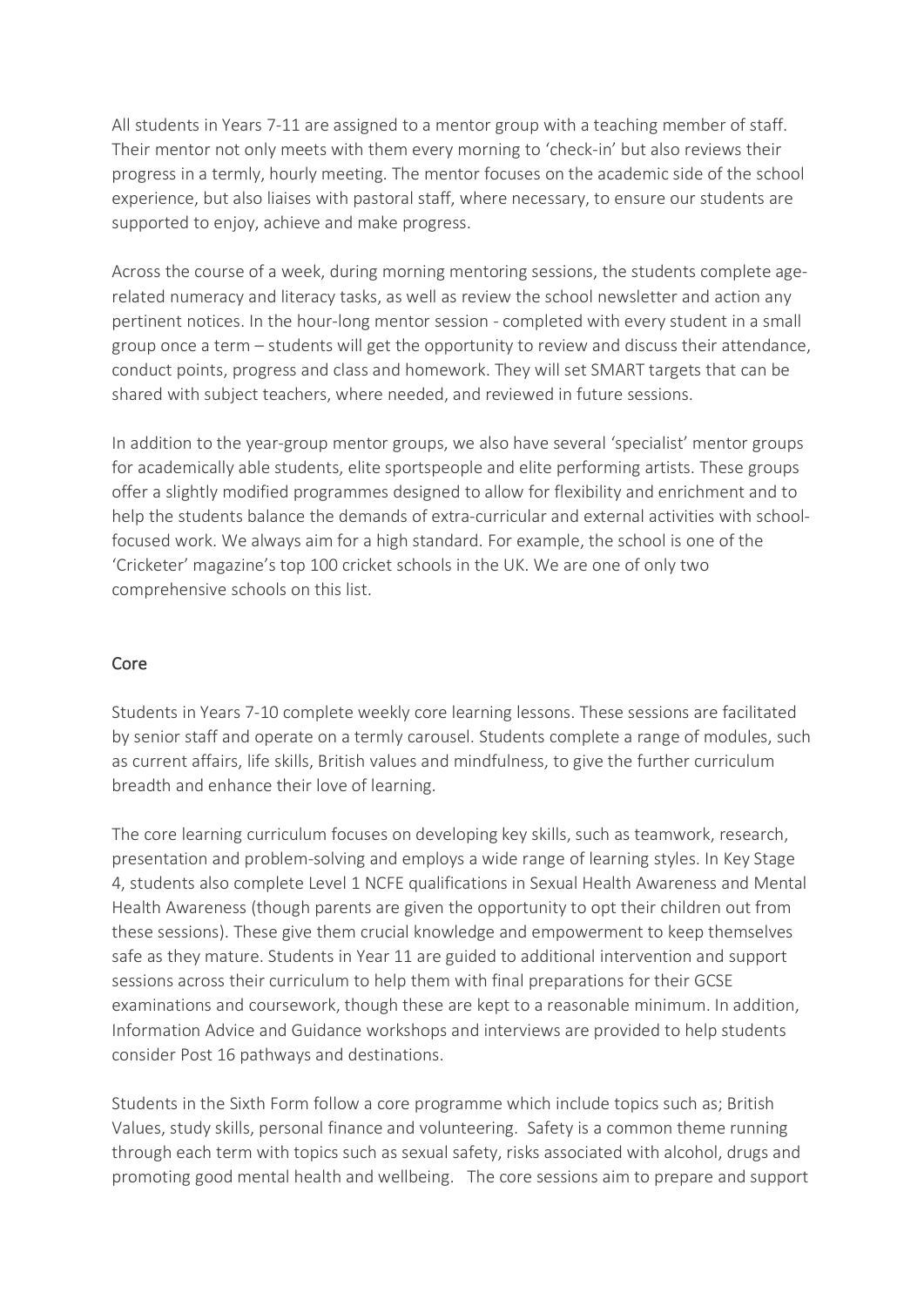All students in Years 7-11 are assigned to a mentor group with a teaching member of staff. Their mentor not only meets with them every morning to 'check-in' but also reviews their progress in a termly, hourly meeting. The mentor focuses on the academic side of the school experience, but also liaises with pastoral staff, where necessary, to ensure our students are supported to enjoy, achieve and make progress.

Across the course of a week, during morning mentoring sessions, the students complete age-related numeracy and literacy tasks, as well as review the school newsletter and action any pertinent notices. In the hour-long mentor session - completed with every student in a small group once a term – students will get the opportunity to review and discuss their attendance, conduct points, progress and class and homework. They will set SMART targets that can be shared with subject teachers, where needed, and reviewed in future sessions.

In addition to the year-group mentor groups, we also have several 'specialist' mentor groups for academically able students, elite sportspeople and elite performing artists. These groups offer a slightly modified programmes designed to allow for flexibility and enrichment and to help the students balance the demands of extra-curricular and external activities with school-focused work. We always aim for a high standard. For example, the school is one of the 'Cricketer' magazine's top 100 cricket schools in the UK. We are one of only two comprehensive schools on this list.

## Core

Students in Years 7-10 complete weekly core learning lessons. These sessions are facilitated by senior staff and operate on a termly carousel. Students complete a range of modules, such as current affairs, life skills, British values and mindfulness, to give the further curriculum breadth and enhance their love of learning.

The core learning curriculum focuses on developing key skills, such as teamwork, research, presentation and problem-solving and employs a wide range of learning styles. In Key Stage 4, students also complete Level 1 NCFE qualifications in Sexual Health Awareness and Mental Health Awareness (though parents are given the opportunity to opt their children out from these sessions). These give them crucial knowledge and empowerment to keep themselves safe as they mature. Students in Year 11 are guided to additional intervention and support sessions across their curriculum to help them with final preparations for their GCSE examinations and coursework, though these are kept to a reasonable minimum. In addition, Information Advice and Guidance workshops and interviews are provided to help students consider Post 16 pathways and destinations.

Students in the Sixth Form follow a core programme which include topics such as; British Values, study skills, personal finance and volunteering. Safety is a common theme running through each term with topics such as sexual safety, risks associated with alcohol, drugs and promoting good mental health and wellbeing. The core sessions aim to prepare and support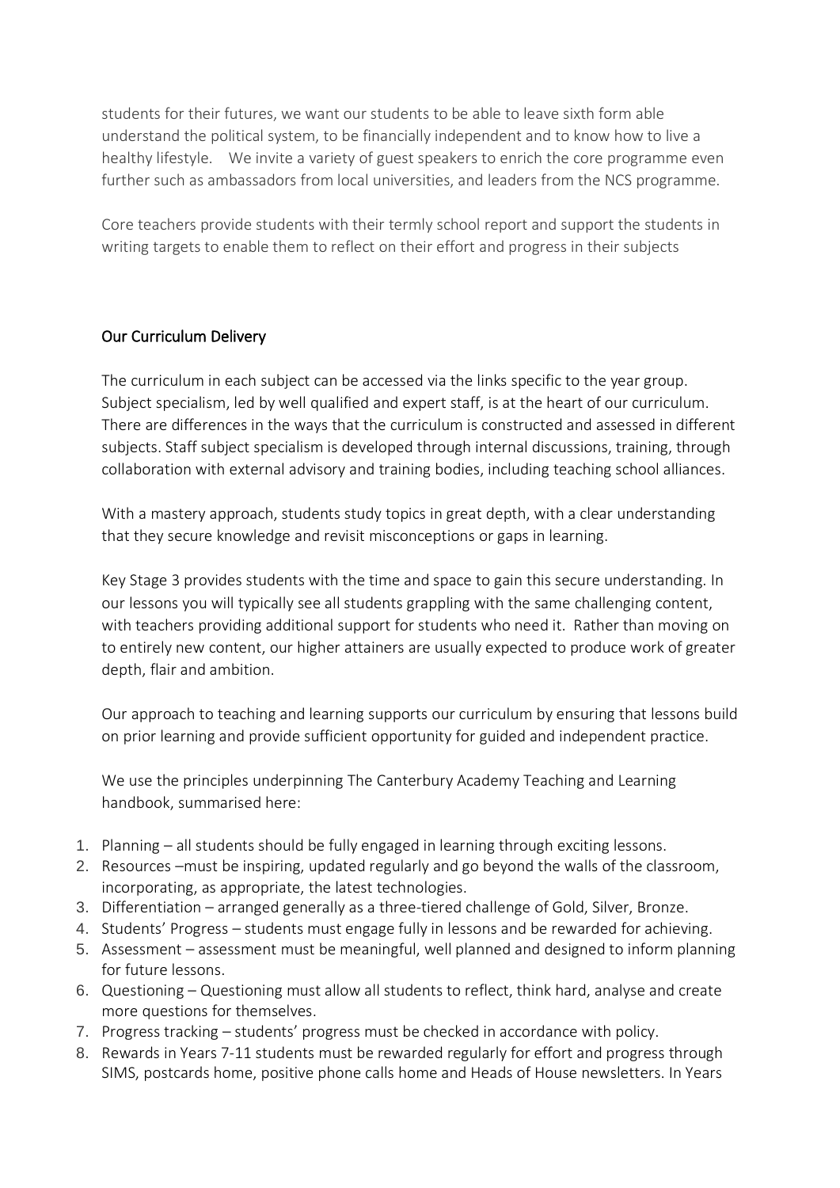students for their futures, we want our students to be able to leave sixth form able understand the political system, to be financially independent and to know how to live a healthy lifestyle.   We invite a variety of guest speakers to enrich the core programme even further such as ambassadors from local universities, and leaders from the NCS programme.

Core teachers provide students with their termly school report and support the students in writing targets to enable them to reflect on their effort and progress in their subjects

## Our Curriculum Delivery

The curriculum in each subject can be accessed via the links specific to the year group. Subject specialism, led by well qualified and expert staff, is at the heart of our curriculum. There are differences in the ways that the curriculum is constructed and assessed in different subjects. Staff subject specialism is developed through internal discussions, training, through collaboration with external advisory and training bodies, including teaching school alliances.

With a mastery approach, students study topics in great depth, with a clear understanding that they secure knowledge and revisit misconceptions or gaps in learning.

Key Stage 3 provides students with the time and space to gain this secure understanding. In our lessons you will typically see all students grappling with the same challenging content, with teachers providing additional support for students who need it.  Rather than moving on to entirely new content, our higher attainers are usually expected to produce work of greater depth, flair and ambition.

Our approach to teaching and learning supports our curriculum by ensuring that lessons build on prior learning and provide sufficient opportunity for guided and independent practice.

We use the principles underpinning The Canterbury Academy Teaching and Learning handbook, summarised here:

1. Planning – all students should be fully engaged in learning through exciting lessons.
2. Resources –must be inspiring, updated regularly and go beyond the walls of the classroom, incorporating, as appropriate, the latest technologies.
3. Differentiation – arranged generally as a three-tiered challenge of Gold, Silver, Bronze.
4. Students' Progress – students must engage fully in lessons and be rewarded for achieving.
5. Assessment – assessment must be meaningful, well planned and designed to inform planning for future lessons.
6. Questioning – Questioning must allow all students to reflect, think hard, analyse and create more questions for themselves.
7. Progress tracking – students' progress must be checked in accordance with policy.
8. Rewards in Years 7-11 students must be rewarded regularly for effort and progress through SIMS, postcards home, positive phone calls home and Heads of House newsletters. In Years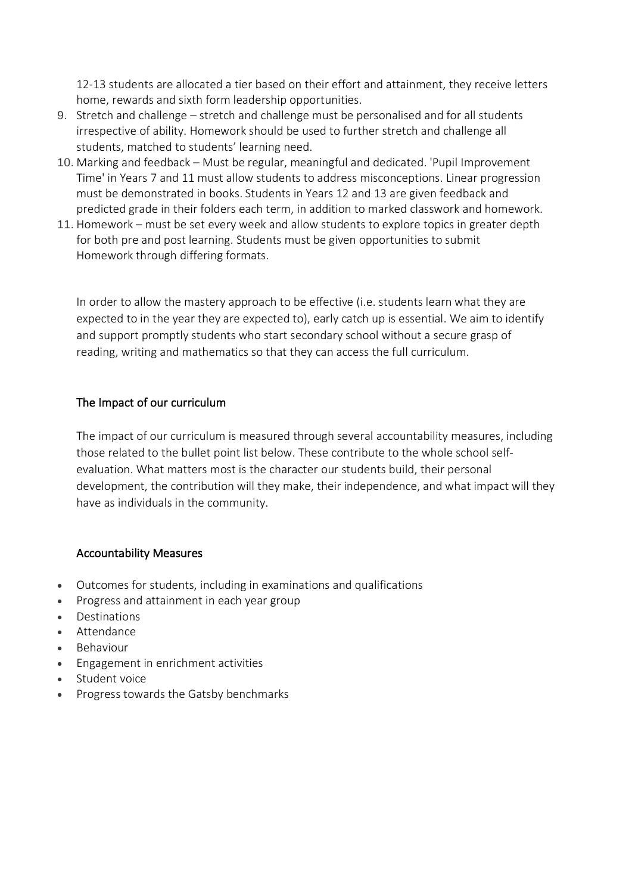12-13 students are allocated a tier based on their effort and attainment, they receive letters home, rewards and sixth form leadership opportunities.

9. Stretch and challenge – stretch and challenge must be personalised and for all students irrespective of ability. Homework should be used to further stretch and challenge all students, matched to students' learning need.
10. Marking and feedback – Must be regular, meaningful and dedicated. 'Pupil Improvement Time' in Years 7 and 11 must allow students to address misconceptions. Linear progression must be demonstrated in books. Students in Years 12 and 13 are given feedback and predicted grade in their folders each term, in addition to marked classwork and homework.
11. Homework – must be set every week and allow students to explore topics in greater depth for both pre and post learning. Students must be given opportunities to submit Homework through differing formats.

In order to allow the mastery approach to be effective (i.e. students learn what they are expected to in the year they are expected to), early catch up is essential. We aim to identify and support promptly students who start secondary school without a secure grasp of reading, writing and mathematics so that they can access the full curriculum.

## The Impact of our curriculum

The impact of our curriculum is measured through several accountability measures, including those related to the bullet point list below. These contribute to the whole school self-evaluation. What matters most is the character our students build, their personal development, the contribution will they make, their independence, and what impact will they have as individuals in the community.

## Accountability Measures

- Outcomes for students, including in examinations and qualifications
- Progress and attainment in each year group
- Destinations
- Attendance
- Behaviour
- Engagement in enrichment activities
- Student voice
- Progress towards the Gatsby benchmarks